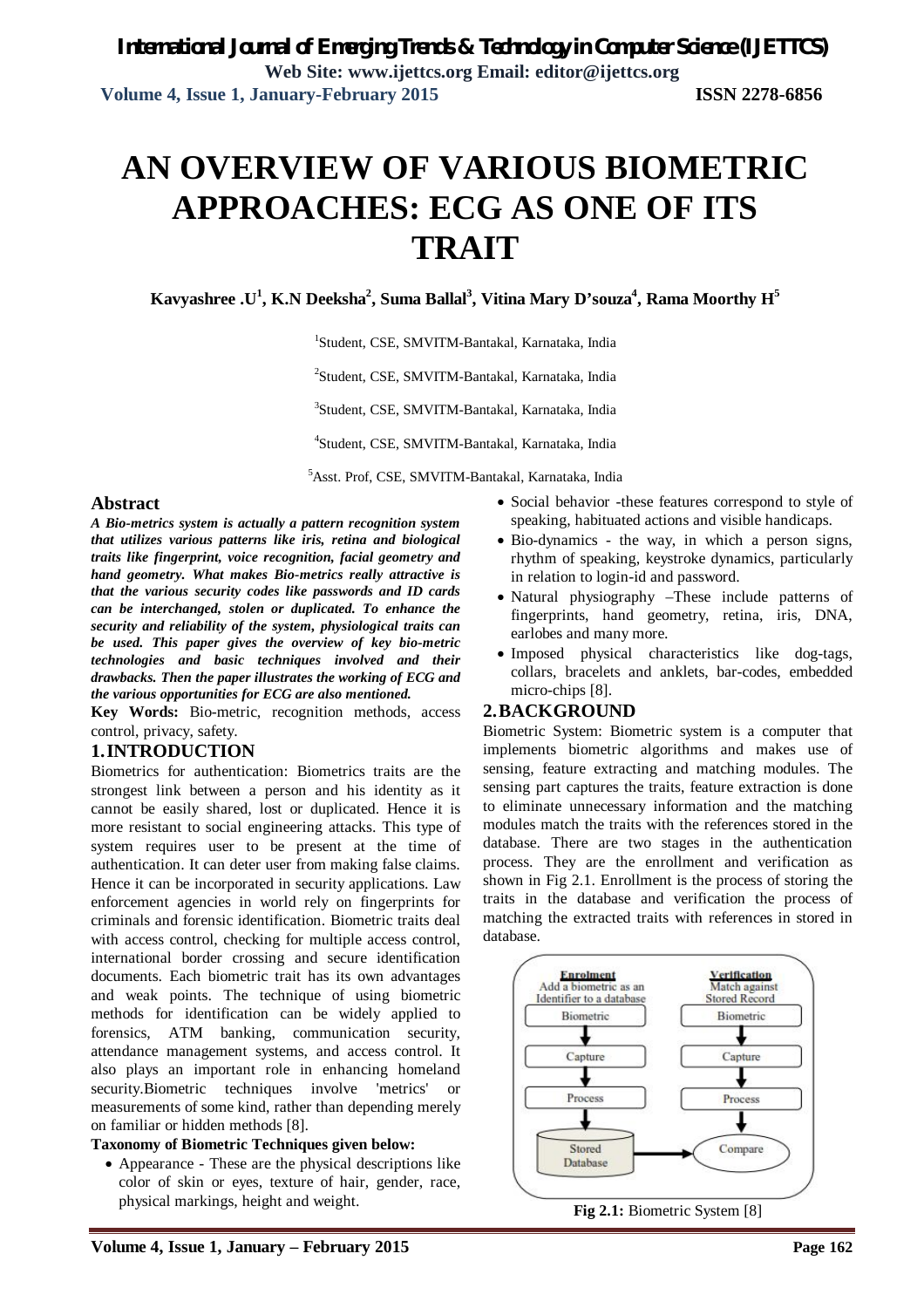# AN OVERVIEW OF VARIOUS BIOMETRIC APPROACHES: ECG AS ONE OF ITS TRAIT

**Kavyashree .U[1], K.N Deeksha[2], Suma Ballal[3], Vitina Mary D'souza[4], Rama Moorthy H[5]**

[1]Student, CSE, SMVITM-Bantakal, Karnataka, India

[2]Student, CSE, SMVITM-Bantakal, Karnataka, India

[3]Student, CSE, SMVITM-Bantakal, Karnataka, India

[4]Student, CSE, SMVITM-Bantakal, Karnataka, India

[5]Asst. Prof, CSE, SMVITM-Bantakal, Karnataka, India

## Abstract

***A Bio-metrics system is actually a pattern recognition system that utilizes various patterns like iris, retina and biological traits like fingerprint, voice recognition, facial geometry and hand geometry. What makes Bio-metrics really attractive is that the various security codes like passwords and ID cards can be interchanged, stolen or duplicated. To enhance the security and reliability of the system, physiological traits can be used. This paper gives the overview of key bio-metric technologies and basic techniques involved and their drawbacks. Then the paper illustrates the working of ECG and the various opportunities for ECG are also mentioned.***

**Key Words:** Bio-metric, recognition methods, access control, privacy, safety.

## 1. INTRODUCTION

Biometrics for authentication: Biometrics traits are the strongest link between a person and his identity as it cannot be easily shared, lost or duplicated. Hence it is more resistant to social engineering attacks. This type of system requires user to be present at the time of authentication. It can deter user from making false claims. Hence it can be incorporated in security applications. Law enforcement agencies in world rely on fingerprints for criminals and forensic identification. Biometric traits deal with access control, checking for multiple access control, international border crossing and secure identification documents. Each biometric trait has its own advantages and weak points. The technique of using biometric methods for identification can be widely applied to forensics, ATM banking, communication security, attendance management systems, and access control. It also plays an important role in enhancing homeland security.Biometric techniques involve 'metrics' or measurements of some kind, rather than depending merely on familiar or hidden methods [8].

**Taxonomy of Biometric Techniques given below:**

- Appearance - These are the physical descriptions like color of skin or eyes, texture of hair, gender, race, physical markings, height and weight.
- Social behavior -these features correspond to style of speaking, habituated actions and visible handicaps.
- Bio-dynamics - the way, in which a person signs, rhythm of speaking, keystroke dynamics, particularly in relation to login-id and password.
- Natural physiography –These include patterns of fingerprints, hand geometry, retina, iris, DNA, earlobes and many more.
- Imposed physical characteristics like dog-tags, collars, bracelets and anklets, bar-codes, embedded micro-chips [8].

## 2. BACKGROUND

Biometric System: Biometric system is a computer that implements biometric algorithms and makes use of sensing, feature extracting and matching modules. The sensing part captures the traits, feature extraction is done to eliminate unnecessary information and the matching modules match the traits with the references stored in the database. There are two stages in the authentication process. They are the enrollment and verification as shown in Fig 2.1. Enrollment is the process of storing the traits in the database and verification the process of matching the extracted traits with references in stored in database.

**Enrolment** Add a biometric as an Identifier to a database: Biometric → Capture → Process → Stored Database

**Verification** Match against Stored Record: Biometric → Capture → Process → Compare

**Fig 2.1:** Biometric System [8]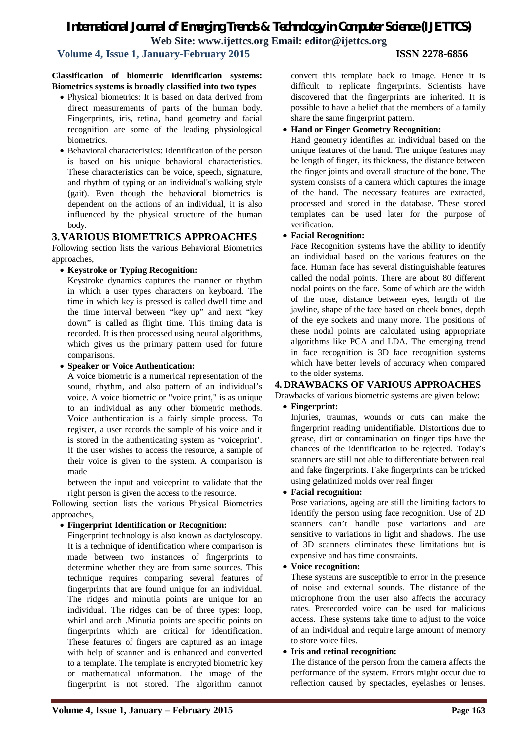**Classification of biometric identification systems: Biometrics systems is broadly classified into two types**

- Physical biometrics: It is based on data derived from direct measurements of parts of the human body. Fingerprints, iris, retina, hand geometry and facial recognition are some of the leading physiological biometrics.
- Behavioral characteristics: Identification of the person is based on his unique behavioral characteristics. These characteristics can be voice, speech, signature, and rhythm of typing or an individual's walking style (gait). Even though the behavioral biometrics is dependent on the actions of an individual, it is also influenced by the physical structure of the human body.

## 3. VARIOUS BIOMETRICS APPROACHES

Following section lists the various Behavioral Biometrics approaches,

- **Keystroke or Typing Recognition:**

  Keystroke dynamics captures the manner or rhythm in which a user types characters on keyboard. The time in which key is pressed is called dwell time and the time interval between "key up" and next "key down" is called as flight time. This timing data is recorded. It is then processed using neural algorithms, which gives us the primary pattern used for future comparisons.

- **Speaker or Voice Authentication:**

  A voice biometric is a numerical representation of the sound, rhythm, and also pattern of an individual's voice. A voice biometric or "voice print," is as unique to an individual as any other biometric methods. Voice authentication is a fairly simple process. To register, a user records the sample of his voice and it is stored in the authenticating system as 'voiceprint'. If the user wishes to access the resource, a sample of their voice is given to the system. A comparison is made

  between the input and voiceprint to validate that the right person is given the access to the resource.

Following section lists the various Physical Biometrics approaches,

- **Fingerprint Identification or Recognition:**

  Fingerprint technology is also known as dactyloscopy. It is a technique of identification where comparison is made between two instances of fingerprints to determine whether they are from same sources. This technique requires comparing several features of fingerprints that are found unique for an individual. The ridges and minutia points are unique for an individual. The ridges can be of three types: loop, whirl and arch .Minutia points are specific points on fingerprints which are critical for identification. These features of fingers are captured as an image with help of scanner and is enhanced and converted to a template. The template is encrypted biometric key or mathematical information. The image of the fingerprint is not stored. The algorithm cannot convert this template back to image. Hence it is difficult to replicate fingerprints. Scientists have discovered that the fingerprints are inherited. It is possible to have a belief that the members of a family share the same fingerprint pattern.

- **Hand or Finger Geometry Recognition:**

  Hand geometry identifies an individual based on the unique features of the hand. The unique features may be length of finger, its thickness, the distance between the finger joints and overall structure of the bone. The system consists of a camera which captures the image of the hand. The necessary features are extracted, processed and stored in the database. These stored templates can be used later for the purpose of verification.

- **Facial Recognition:**

  Face Recognition systems have the ability to identify an individual based on the various features on the face. Human face has several distinguishable features called the nodal points. There are about 80 different nodal points on the face. Some of which are the width of the nose, distance between eyes, length of the jawline, shape of the face based on cheek bones, depth of the eye sockets and many more. The positions of these nodal points are calculated using appropriate algorithms like PCA and LDA. The emerging trend in face recognition is 3D face recognition systems which have better levels of accuracy when compared to the older systems.

## 4. DRAWBACKS OF VARIOUS APPROACHES

Drawbacks of various biometric systems are given below:

- **Fingerprint:**

  Injuries, traumas, wounds or cuts can make the fingerprint reading unidentifiable. Distortions due to grease, dirt or contamination on finger tips have the chances of the identification to be rejected. Today's scanners are still not able to differentiate between real and fake fingerprints. Fake fingerprints can be tricked using gelatinized molds over real finger

- **Facial recognition:**

  Pose variations, ageing are still the limiting factors to identify the person using face recognition. Use of 2D scanners can't handle pose variations and are sensitive to variations in light and shadows. The use of 3D scanners eliminates these limitations but is expensive and has time constraints.

- **Voice recognition:**

  These systems are susceptible to error in the presence of noise and external sounds. The distance of the microphone from the user also affects the accuracy rates. Prerecorded voice can be used for malicious access. These systems take time to adjust to the voice of an individual and require large amount of memory to store voice files.

- **Iris and retinal recognition:**

  The distance of the person from the camera affects the performance of the system. Errors might occur due to reflection caused by spectacles, eyelashes or lenses.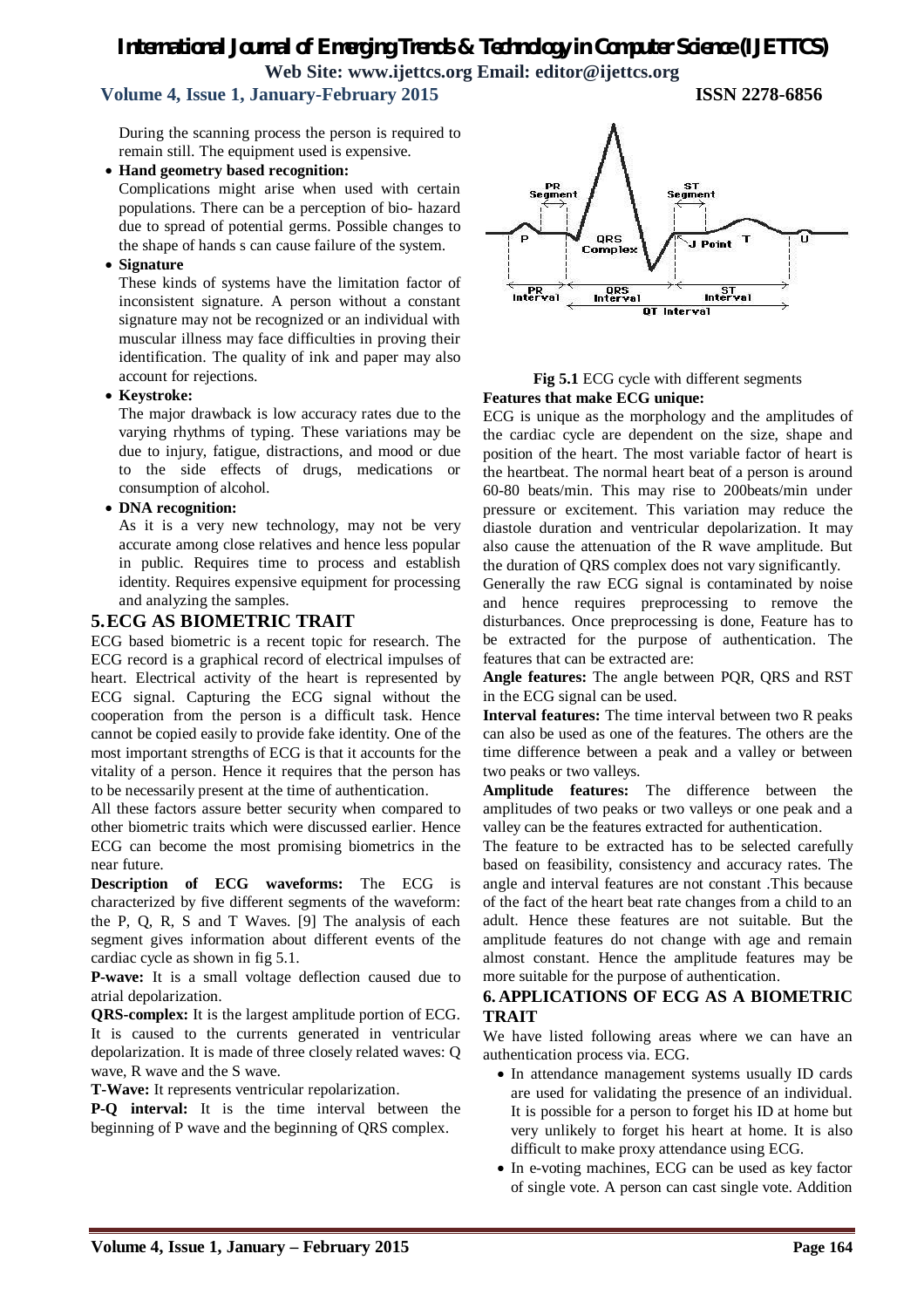During the scanning process the person is required to remain still. The equipment used is expensive.

- **Hand geometry based recognition:**
  Complications might arise when used with certain populations. There can be a perception of bio- hazard due to spread of potential germs. Possible changes to the shape of hands s can cause failure of the system.
- **Signature**
  These kinds of systems have the limitation factor of inconsistent signature. A person without a constant signature may not be recognized or an individual with muscular illness may face difficulties in proving their identification. The quality of ink and paper may also account for rejections.
- **Keystroke:**
  The major drawback is low accuracy rates due to the varying rhythms of typing. These variations may be due to injury, fatigue, distractions, and mood or due to the side effects of drugs, medications or consumption of alcohol.
- **DNA recognition:**
  As it is a very new technology, may not be very accurate among close relatives and hence less popular in public. Requires time to process and establish identity. Requires expensive equipment for processing and analyzing the samples.

## 5. ECG AS BIOMETRIC TRAIT

ECG based biometric is a recent topic for research. The ECG record is a graphical record of electrical impulses of heart. Electrical activity of the heart is represented by ECG signal. Capturing the ECG signal without the cooperation from the person is a difficult task. Hence cannot be copied easily to provide fake identity. One of the most important strengths of ECG is that it accounts for the vitality of a person. Hence it requires that the person has to be necessarily present at the time of authentication.

All these factors assure better security when compared to other biometric traits which were discussed earlier. Hence ECG can become the most promising biometrics in the near future.

**Description of ECG waveforms:** The ECG is characterized by five different segments of the waveform: the P, Q, R, S and T Waves. [9] The analysis of each segment gives information about different events of the cardiac cycle as shown in fig 5.1.

**P-wave:** It is a small voltage deflection caused due to atrial depolarization.

**QRS-complex:** It is the largest amplitude portion of ECG. It is caused to the currents generated in ventricular depolarization. It is made of three closely related waves: Q wave, R wave and the S wave.

**T-Wave:** It represents ventricular repolarization.

**P-Q interval:** It is the time interval between the beginning of P wave and the beginning of QRS complex.

**Fig 5.1** ECG cycle with different segments

**Features that make ECG unique:**

ECG is unique as the morphology and the amplitudes of the cardiac cycle are dependent on the size, shape and position of the heart. The most variable factor of heart is the heartbeat. The normal heart beat of a person is around 60-80 beats/min. This may rise to 200beats/min under pressure or excitement. This variation may reduce the diastole duration and ventricular depolarization. It may also cause the attenuation of the R wave amplitude. But the duration of QRS complex does not vary significantly.

Generally the raw ECG signal is contaminated by noise and hence requires preprocessing to remove the disturbances. Once preprocessing is done, Feature has to be extracted for the purpose of authentication. The features that can be extracted are:

**Angle features:** The angle between PQR, QRS and RST in the ECG signal can be used.

**Interval features:** The time interval between two R peaks can also be used as one of the features. The others are the time difference between a peak and a valley or between two peaks or two valleys.

**Amplitude features:** The difference between the amplitudes of two peaks or two valleys or one peak and a valley can be the features extracted for authentication.

The feature to be extracted has to be selected carefully based on feasibility, consistency and accuracy rates. The angle and interval features are not constant .This because of the fact of the heart beat rate changes from a child to an adult. Hence these features are not suitable. But the amplitude features do not change with age and remain almost constant. Hence the amplitude features may be more suitable for the purpose of authentication.

## 6. APPLICATIONS OF ECG AS A BIOMETRIC TRAIT

We have listed following areas where we can have an authentication process via. ECG.

- In attendance management systems usually ID cards are used for validating the presence of an individual. It is possible for a person to forget his ID at home but very unlikely to forget his heart at home. It is also difficult to make proxy attendance using ECG.
- In e-voting machines, ECG can be used as key factor of single vote. A person can cast single vote. Addition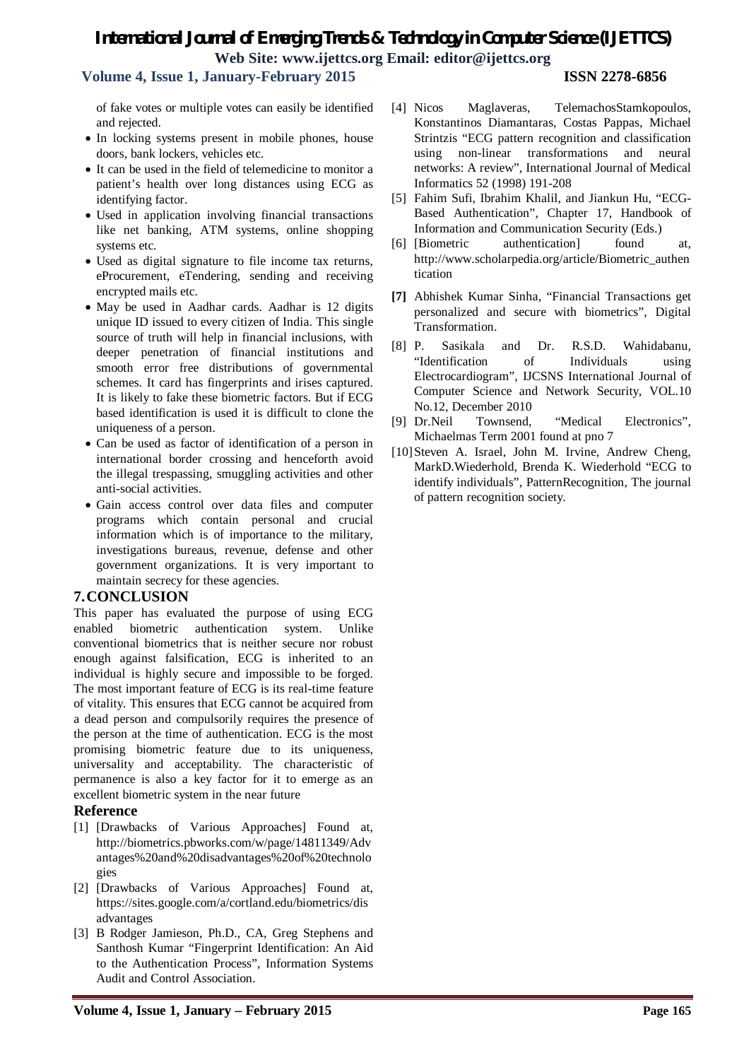of fake votes or multiple votes can easily be identified and rejected.

- In locking systems present in mobile phones, house doors, bank lockers, vehicles etc.
- It can be used in the field of telemedicine to monitor a patient's health over long distances using ECG as identifying factor.
- Used in application involving financial transactions like net banking, ATM systems, online shopping systems etc.
- Used as digital signature to file income tax returns, eProcurement, eTendering, sending and receiving encrypted mails etc.
- May be used in Aadhar cards. Aadhar is 12 digits unique ID issued to every citizen of India. This single source of truth will help in financial inclusions, with deeper penetration of financial institutions and smooth error free distributions of governmental schemes. It card has fingerprints and irises captured. It is likely to fake these biometric factors. But if ECG based identification is used it is difficult to clone the uniqueness of a person.
- Can be used as factor of identification of a person in international border crossing and henceforth avoid the illegal trespassing, smuggling activities and other anti-social activities.
- Gain access control over data files and computer programs which contain personal and crucial information which is of importance to the military, investigations bureaus, revenue, defense and other government organizations. It is very important to maintain secrecy for these agencies.

## 7. CONCLUSION

This paper has evaluated the purpose of using ECG enabled biometric authentication system. Unlike conventional biometrics that is neither secure nor robust enough against falsification, ECG is inherited to an individual is highly secure and impossible to be forged. The most important feature of ECG is its real-time feature of vitality. This ensures that ECG cannot be acquired from a dead person and compulsorily requires the presence of the person at the time of authentication. ECG is the most promising biometric feature due to its uniqueness, universality and acceptability. The characteristic of permanence is also a key factor for it to emerge as an excellent biometric system in the near future

## Reference

[1] [Drawbacks of Various Approaches] Found at, http://biometrics.pbworks.com/w/page/14811349/Advantages%20and%20disadvantages%20of%20technologies

[2] [Drawbacks of Various Approaches] Found at, https://sites.google.com/a/cortland.edu/biometrics/disadvantages

[3] B Rodger Jamieson, Ph.D., CA, Greg Stephens and Santhosh Kumar "Fingerprint Identification: An Aid to the Authentication Process", Information Systems Audit and Control Association.

[4] Nicos Maglaveras, TelemachosStamkopoulos, Konstantinos Diamantaras, Costas Pappas, Michael Strintzis "ECG pattern recognition and classification using non-linear transformations and neural networks: A review", International Journal of Medical Informatics 52 (1998) 191-208

[5] Fahim Sufi, Ibrahim Khalil, and Jiankun Hu, "ECG-Based Authentication", Chapter 17, Handbook of Information and Communication Security (Eds.)

[6] [Biometric authentication] found at, http://www.scholarpedia.org/article/Biometric_authentication

**[7]** Abhishek Kumar Sinha, "Financial Transactions get personalized and secure with biometrics", Digital Transformation.

[8] P. Sasikala and Dr. R.S.D. Wahidabanu, "Identification of Individuals using Electrocardiogram", IJCSNS International Journal of Computer Science and Network Security, VOL.10 No.12, December 2010

[9] Dr.Neil Townsend, "Medical Electronics", Michaelmas Term 2001 found at pno 7

[10] Steven A. Israel, John M. Irvine, Andrew Cheng, MarkD.Wiederhold, Brenda K. Wiederhold "ECG to identify individuals", PatternRecognition, The journal of pattern recognition society.